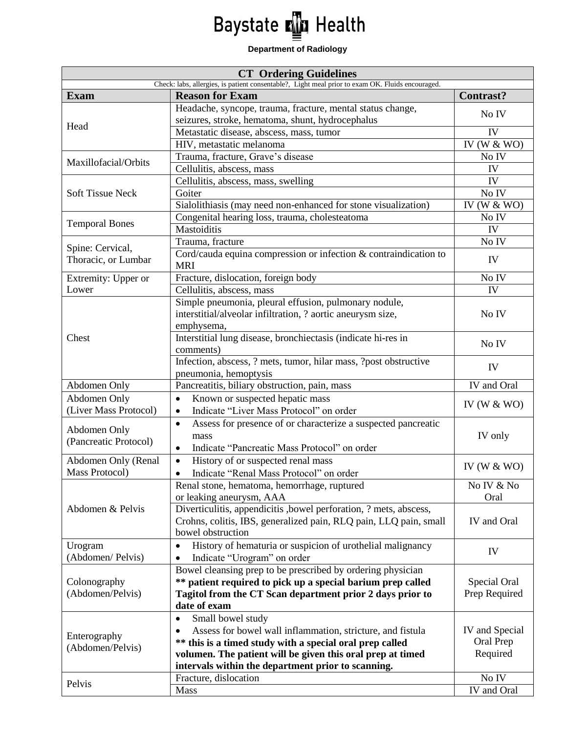# Baystate Health

**Department of Radiology**

## CT Ordering Guidelines

Check: labs, allergies, is patient consentable?, Light meal prior to exam OK. Fluids encouraged.

| Exam | Reason for Exam | Contrast? |
|---|---|---|
| Head | Headache, syncope, trauma, fracture, mental status change, seizures, stroke, hematoma, shunt, hydrocephalus | No IV |
| | Metastatic disease, abscess, mass, tumor | IV |
| | HIV, metastatic melanoma | IV (W & WO) |
| Maxillofacial/Orbits | Trauma, fracture, Grave's disease | No IV |
| | Cellulitis, abscess, mass | IV |
| Soft Tissue Neck | Cellulitis, abscess, mass, swelling | IV |
| | Goiter | No IV |
| | Sialolithiasis (may need non-enhanced for stone visualization) | IV (W & WO) |
| Temporal Bones | Congenital hearing loss, trauma, cholesteatoma | No IV |
| | Mastoiditis | IV |
| Spine: Cervical, Thoracic, or Lumbar | Trauma, fracture | No IV |
| | Cord/cauda equina compression or infection & contraindication to MRI | IV |
| Extremity: Upper or Lower | Fracture, dislocation, foreign body | No IV |
| | Cellulitis, abscess, mass | IV |
| Chest | Simple pneumonia, pleural effusion, pulmonary nodule, interstitial/alveolar infiltration, ? aortic aneurysm size, emphysema, | No IV |
| | Interstitial lung disease, bronchiectasis (indicate hi-res in comments) | No IV |
| | Infection, abscess, ? mets, tumor, hilar mass, ?post obstructive pneumonia, hemoptysis | IV |
| Abdomen Only | Pancreatitis, biliary obstruction, pain, mass | IV and Oral |
| Abdomen Only (Liver Mass Protocol) | • Known or suspected hepatic mass<br>• Indicate "Liver Mass Protocol" on order | IV (W & WO) |
| Abdomen Only (Pancreatic Protocol) | • Assess for presence of or characterize a suspected pancreatic mass<br>• Indicate "Pancreatic Mass Protocol" on order | IV only |
| Abdomen Only (Renal Mass Protocol) | • History of or suspected renal mass<br>• Indicate "Renal Mass Protocol" on order | IV (W & WO) |
| Abdomen & Pelvis | Renal stone, hematoma, hemorrhage, ruptured or leaking aneurysm, AAA | No IV & No Oral |
| | Diverticulitis, appendicitis ,bowel perforation, ? mets, abscess, Crohns, colitis, IBS, generalized pain, RLQ pain, LLQ pain, small bowel obstruction | IV and Oral |
| Urogram (Abdomen/ Pelvis) | • History of hematuria or suspicion of urothelial malignancy<br>• Indicate "Urogram" on order | IV |
| Colonography (Abdomen/Pelvis) | Bowel cleansing prep to be prescribed by ordering physician<br>**\*\* patient required to pick up a special barium prep called Tagitol from the CT Scan department prior 2 days prior to date of exam** | Special Oral Prep Required |
| Enterography (Abdomen/Pelvis) | • Small bowel study<br>• Assess for bowel wall inflammation, stricture, and fistula<br>**\*\* this is a timed study with a special oral prep called volumen. The patient will be given this oral prep at timed intervals within the department prior to scanning.** | IV and Special Oral Prep Required |
| Pelvis | Fracture, dislocation | No IV |
| | Mass | IV and Oral |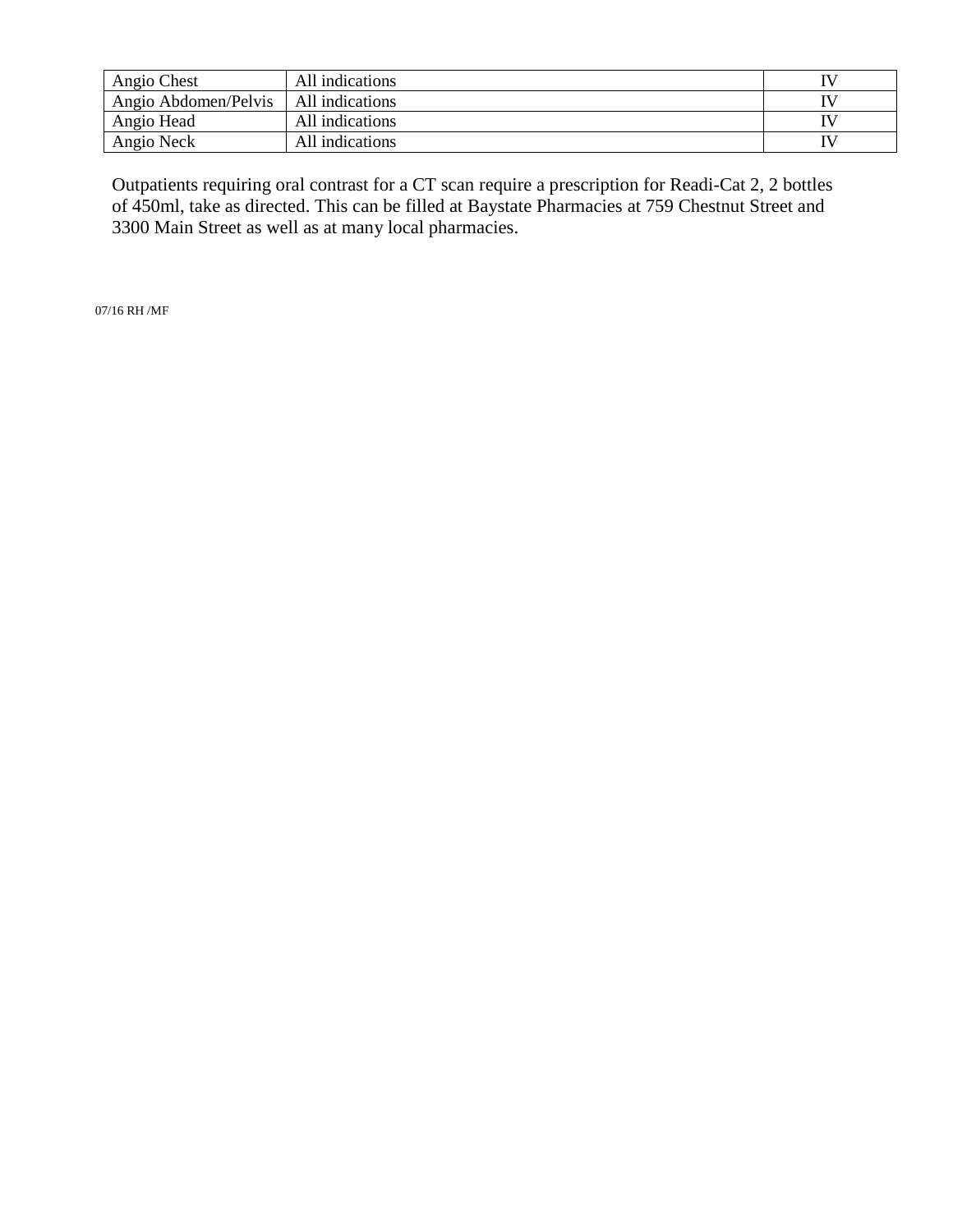| | | |
|---|---|---|
| Angio Chest | All indications | IV |
| Angio Abdomen/Pelvis | All indications | IV |
| Angio Head | All indications | IV |
| Angio Neck | All indications | IV |

Outpatients requiring oral contrast for a CT scan require a prescription for Readi-Cat 2, 2 bottles of 450ml, take as directed. This can be filled at Baystate Pharmacies at 759 Chestnut Street and 3300 Main Street as well as at many local pharmacies.

07/16 RH /MF